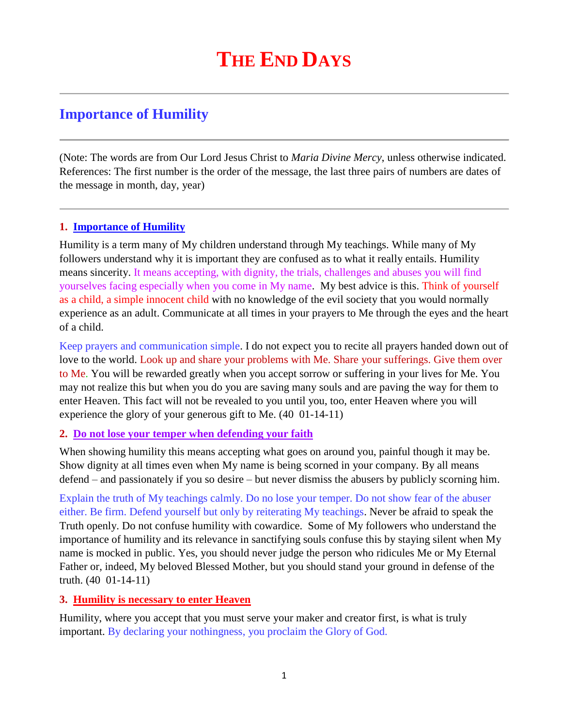# THE END DAYS

## Importance of Humility

(Note: The words are from Our Lord Jesus Christ to *Maria Divine Mercy*, unless otherwise indicated. References: The first number is the order of the message, the last three pairs of numbers are dates of the message in month, day, year)

### 1. Importance of Humility

Humility is a term many of My children understand through My teachings. While many of My followers understand why it is important they are confused as to what it really entails. Humility means sincerity. It means accepting, with dignity, the trials, challenges and abuses you will find yourselves facing especially when you come in My name. My best advice is this. Think of yourself as a child, a simple innocent child with no knowledge of the evil society that you would normally experience as an adult. Communicate at all times in your prayers to Me through the eyes and the heart of a child.

Keep prayers and communication simple. I do not expect you to recite all prayers handed down out of love to the world. Look up and share your problems with Me. Share your sufferings. Give them over to Me. You will be rewarded greatly when you accept sorrow or suffering in your lives for Me. You may not realize this but when you do you are saving many souls and are paving the way for them to enter Heaven. This fact will not be revealed to you until you, too, enter Heaven where you will experience the glory of your generous gift to Me. (40 01-14-11)

### 2. Do not lose your temper when defending your faith

When showing humility this means accepting what goes on around you, painful though it may be. Show dignity at all times even when My name is being scorned in your company. By all means defend – and passionately if you so desire – but never dismiss the abusers by publicly scorning him.

Explain the truth of My teachings calmly. Do no lose your temper. Do not show fear of the abuser either. Be firm. Defend yourself but only by reiterating My teachings. Never be afraid to speak the Truth openly. Do not confuse humility with cowardice. Some of My followers who understand the importance of humility and its relevance in sanctifying souls confuse this by staying silent when My name is mocked in public. Yes, you should never judge the person who ridicules Me or My Eternal Father or, indeed, My beloved Blessed Mother, but you should stand your ground in defense of the truth. (40 01-14-11)

### 3. Humility is necessary to enter Heaven

Humility, where you accept that you must serve your maker and creator first, is what is truly important. By declaring your nothingness, you proclaim the Glory of God.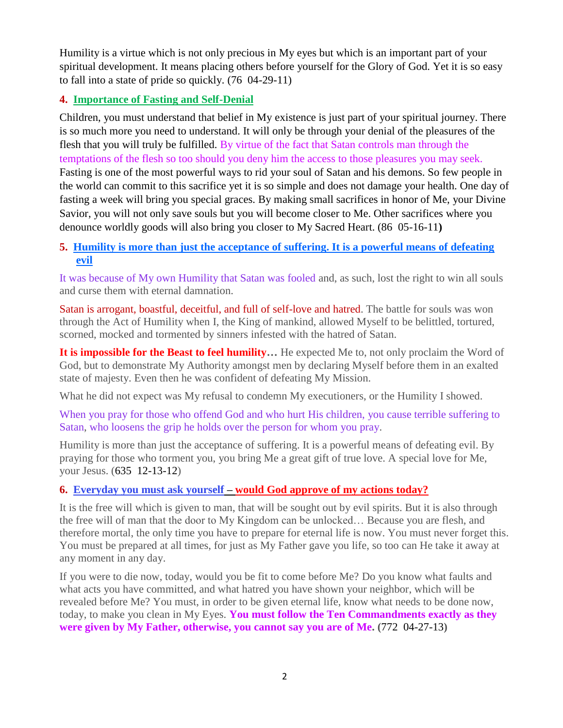Humility is a virtue which is not only precious in My eyes but which is an important part of your spiritual development. It means placing others before yourself for the Glory of God. Yet it is so easy to fall into a state of pride so quickly. (76 04-29-11)

### 4. Importance of Fasting and Self-Denial

Children, you must understand that belief in My existence is just part of your spiritual journey. There is so much more you need to understand. It will only be through your denial of the pleasures of the flesh that you will truly be fulfilled. By virtue of the fact that Satan controls man through the temptations of the flesh so too should you deny him the access to those pleasures you may seek. Fasting is one of the most powerful ways to rid your soul of Satan and his demons. So few people in the world can commit to this sacrifice yet it is so simple and does not damage your health. One day of fasting a week will bring you special graces. By making small sacrifices in honor of Me, your Divine Savior, you will not only save souls but you will become closer to Me. Other sacrifices where you denounce worldly goods will also bring you closer to My Sacred Heart. (86 05-16-11**)**

### 5. Humility is more than just the acceptance of suffering. It is a powerful means of defeating evil

It was because of My own Humility that Satan was fooled and, as such, lost the right to win all souls and curse them with eternal damnation.

Satan is arrogant, boastful, deceitful, and full of self-love and hatred. The battle for souls was won through the Act of Humility when I, the King of mankind, allowed Myself to be belittled, tortured, scorned, mocked and tormented by sinners infested with the hatred of Satan.

**It is impossible for the Beast to feel humility…** He expected Me to, not only proclaim the Word of God, but to demonstrate My Authority amongst men by declaring Myself before them in an exalted state of majesty. Even then he was confident of defeating My Mission.

What he did not expect was My refusal to condemn My executioners, or the Humility I showed.

When you pray for those who offend God and who hurt His children, you cause terrible suffering to Satan, who loosens the grip he holds over the person for whom you pray.

Humility is more than just the acceptance of suffering. It is a powerful means of defeating evil. By praying for those who torment you, you bring Me a great gift of true love. A special love for Me, your Jesus. (635 12-13-12)

### 6. Everyday you must ask yourself – would God approve of my actions today?

It is the free will which is given to man, that will be sought out by evil spirits. But it is also through the free will of man that the door to My Kingdom can be unlocked… Because you are flesh, and therefore mortal, the only time you have to prepare for eternal life is now. You must never forget this. You must be prepared at all times, for just as My Father gave you life, so too can He take it away at any moment in any day.

If you were to die now, today, would you be fit to come before Me? Do you know what faults and what acts you have committed, and what hatred you have shown your neighbor, which will be revealed before Me? You must, in order to be given eternal life, know what needs to be done now, today, to make you clean in My Eyes. **You must follow the Ten Commandments exactly as they were given by My Father, otherwise, you cannot say you are of Me.** (772 04-27-13)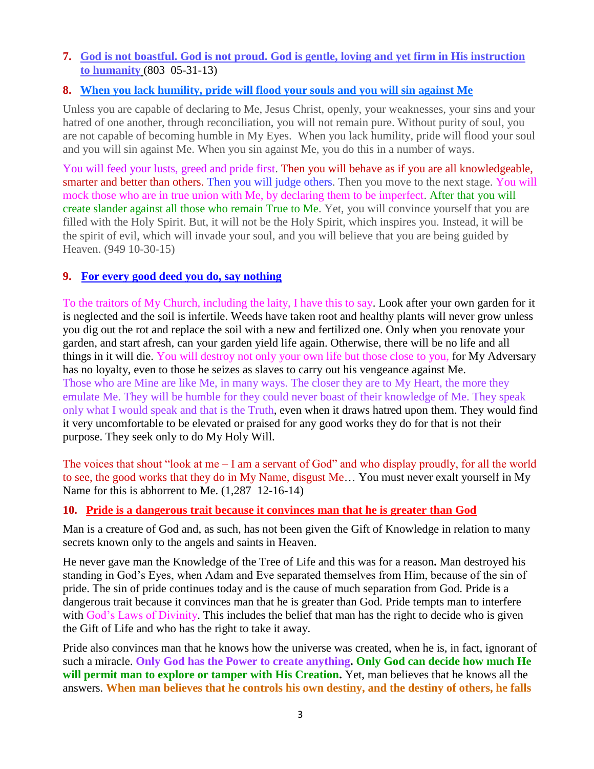7. **God is not boastful. God is not proud. God is gentle, loving and yet firm in His instruction to humanity** (803 05-31-13)

8. **When you lack humility, pride will flood your souls and you will sin against Me**

Unless you are capable of declaring to Me, Jesus Christ, openly, your weaknesses, your sins and your hatred of one another, through reconciliation, you will not remain pure. Without purity of soul, you are not capable of becoming humble in My Eyes. When you lack humility, pride will flood your soul and you will sin against Me. When you sin against Me, you do this in a number of ways.

You will feed your lusts, greed and pride first. Then you will behave as if you are all knowledgeable, smarter and better than others. Then you will judge others. Then you move to the next stage. You will mock those who are in true union with Me, by declaring them to be imperfect. After that you will create slander against all those who remain True to Me. Yet, you will convince yourself that you are filled with the Holy Spirit. But, it will not be the Holy Spirit, which inspires you. Instead, it will be the spirit of evil, which will invade your soul, and you will believe that you are being guided by Heaven. (949 10-30-15)

9. **For every good deed you do, say nothing**

To the traitors of My Church, including the laity, I have this to say. Look after your own garden for it is neglected and the soil is infertile. Weeds have taken root and healthy plants will never grow unless you dig out the rot and replace the soil with a new and fertilized one. Only when you renovate your garden, and start afresh, can your garden yield life again. Otherwise, there will be no life and all things in it will die. You will destroy not only your own life but those close to you, for My Adversary has no loyalty, even to those he seizes as slaves to carry out his vengeance against Me.
Those who are Mine are like Me, in many ways. The closer they are to My Heart, the more they emulate Me. They will be humble for they could never boast of their knowledge of Me. They speak only what I would speak and that is the Truth, even when it draws hatred upon them. They would find it very uncomfortable to be elevated or praised for any good works they do for that is not their purpose. They seek only to do My Holy Will.

The voices that shout "look at me – I am a servant of God" and who display proudly, for all the world to see, the good works that they do in My Name, disgust Me… You must never exalt yourself in My Name for this is abhorrent to Me. (1,287 12-16-14)

10. **Pride is a dangerous trait because it convinces man that he is greater than God**

Man is a creature of God and, as such, has not been given the Gift of Knowledge in relation to many secrets known only to the angels and saints in Heaven.

He never gave man the Knowledge of the Tree of Life and this was for a reason**.** Man destroyed his standing in God's Eyes, when Adam and Eve separated themselves from Him, because of the sin of pride. The sin of pride continues today and is the cause of much separation from God. Pride is a dangerous trait because it convinces man that he is greater than God. Pride tempts man to interfere with God's Laws of Divinity. This includes the belief that man has the right to decide who is given the Gift of Life and who has the right to take it away.

Pride also convinces man that he knows how the universe was created, when he is, in fact, ignorant of such a miracle. **Only God has the Power to create anything. Only God can decide how much He will permit man to explore or tamper with His Creation.** Yet, man believes that he knows all the answers. **When man believes that he controls his own destiny, and the destiny of others, he falls**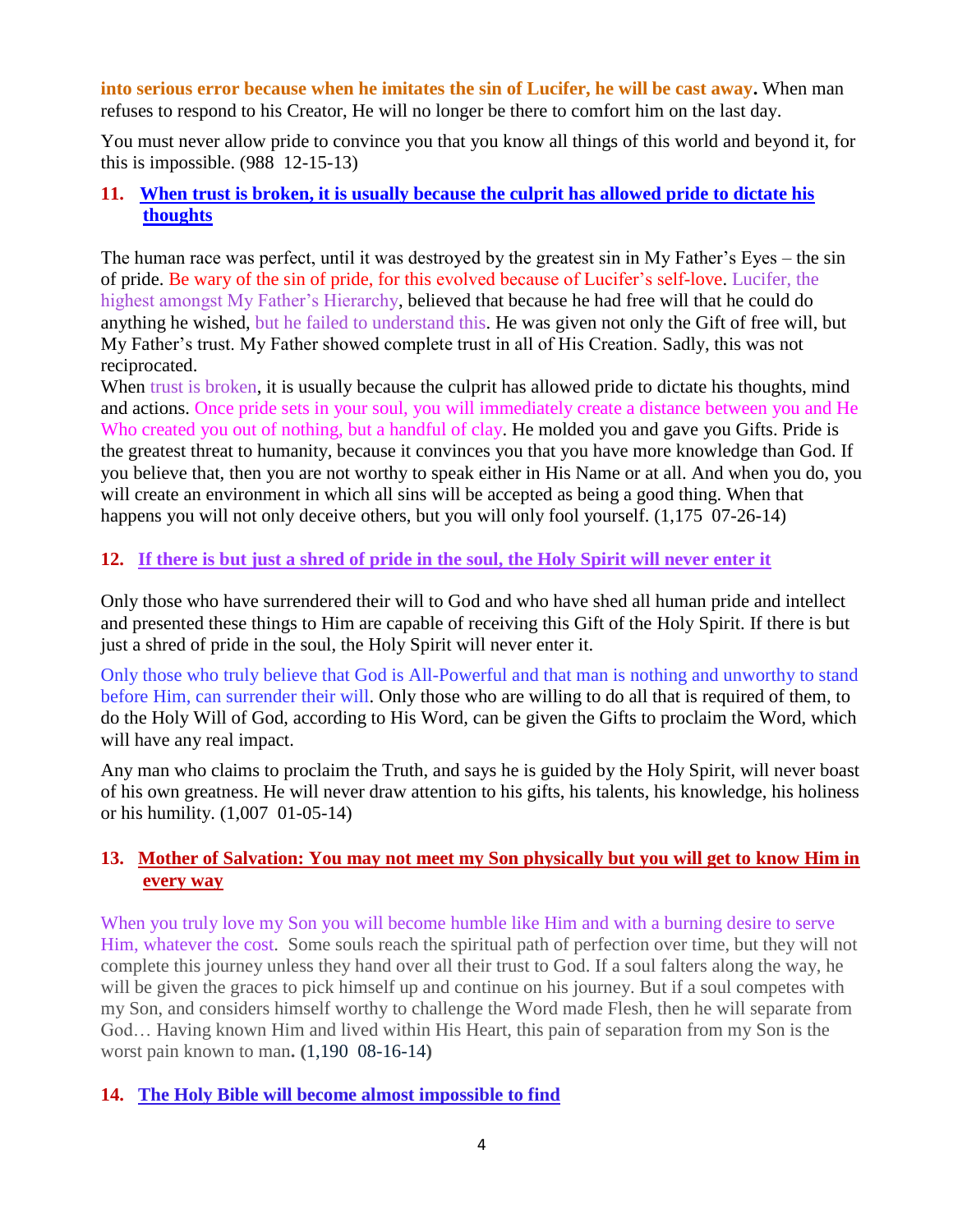**into serious error because when he imitates the sin of Lucifer, he will be cast away.** When man refuses to respond to his Creator, He will no longer be there to comfort him on the last day.

You must never allow pride to convince you that you know all things of this world and beyond it, for this is impossible. (988 12-15-13)

## 11. When trust is broken, it is usually because the culprit has allowed pride to dictate his thoughts

The human race was perfect, until it was destroyed by the greatest sin in My Father's Eyes – the sin of pride. Be wary of the sin of pride, for this evolved because of Lucifer's self-love. Lucifer, the highest amongst My Father's Hierarchy, believed that because he had free will that he could do anything he wished, but he failed to understand this. He was given not only the Gift of free will, but My Father's trust. My Father showed complete trust in all of His Creation. Sadly, this was not reciprocated.

When trust is broken, it is usually because the culprit has allowed pride to dictate his thoughts, mind and actions. Once pride sets in your soul, you will immediately create a distance between you and He Who created you out of nothing, but a handful of clay. He molded you and gave you Gifts. Pride is the greatest threat to humanity, because it convinces you that you have more knowledge than God. If you believe that, then you are not worthy to speak either in His Name or at all. And when you do, you will create an environment in which all sins will be accepted as being a good thing. When that happens you will not only deceive others, but you will only fool yourself. (1,175 07-26-14)

## 12. If there is but just a shred of pride in the soul, the Holy Spirit will never enter it

Only those who have surrendered their will to God and who have shed all human pride and intellect and presented these things to Him are capable of receiving this Gift of the Holy Spirit. If there is but just a shred of pride in the soul, the Holy Spirit will never enter it.

Only those who truly believe that God is All-Powerful and that man is nothing and unworthy to stand before Him, can surrender their will. Only those who are willing to do all that is required of them, to do the Holy Will of God, according to His Word, can be given the Gifts to proclaim the Word, which will have any real impact.

Any man who claims to proclaim the Truth, and says he is guided by the Holy Spirit, will never boast of his own greatness. He will never draw attention to his gifts, his talents, his knowledge, his holiness or his humility. (1,007 01-05-14)

## 13. Mother of Salvation: You may not meet my Son physically but you will get to know Him in every way

When you truly love my Son you will become humble like Him and with a burning desire to serve Him, whatever the cost. Some souls reach the spiritual path of perfection over time, but they will not complete this journey unless they hand over all their trust to God. If a soul falters along the way, he will be given the graces to pick himself up and continue on his journey. But if a soul competes with my Son, and considers himself worthy to challenge the Word made Flesh, then he will separate from God… Having known Him and lived within His Heart, this pain of separation from my Son is the worst pain known to man. (1,190 08-16-14)

## 14. The Holy Bible will become almost impossible to find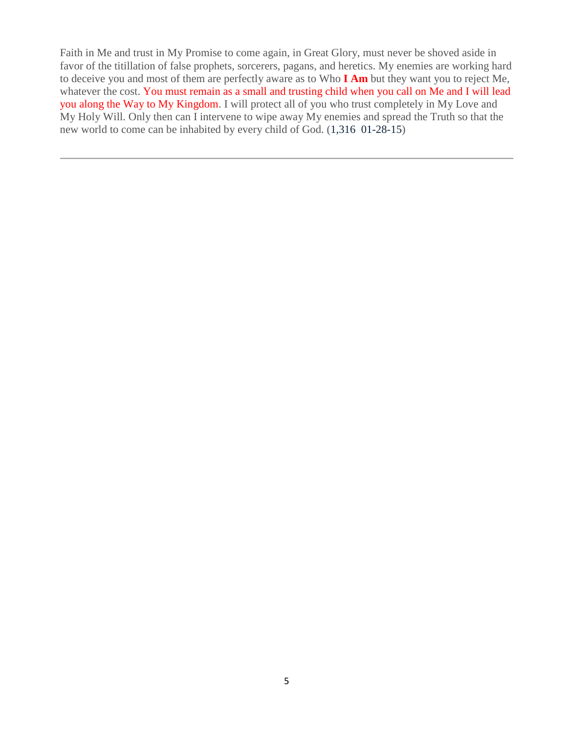Faith in Me and trust in My Promise to come again, in Great Glory, must never be shoved aside in favor of the titillation of false prophets, sorcerers, pagans, and heretics. My enemies are working hard to deceive you and most of them are perfectly aware as to Who **I Am** but they want you to reject Me, whatever the cost. You must remain as a small and trusting child when you call on Me and I will lead you along the Way to My Kingdom. I will protect all of you who trust completely in My Love and My Holy Will. Only then can I intervene to wipe away My enemies and spread the Truth so that the new world to come can be inhabited by every child of God. (1,316 01-28-15)

---